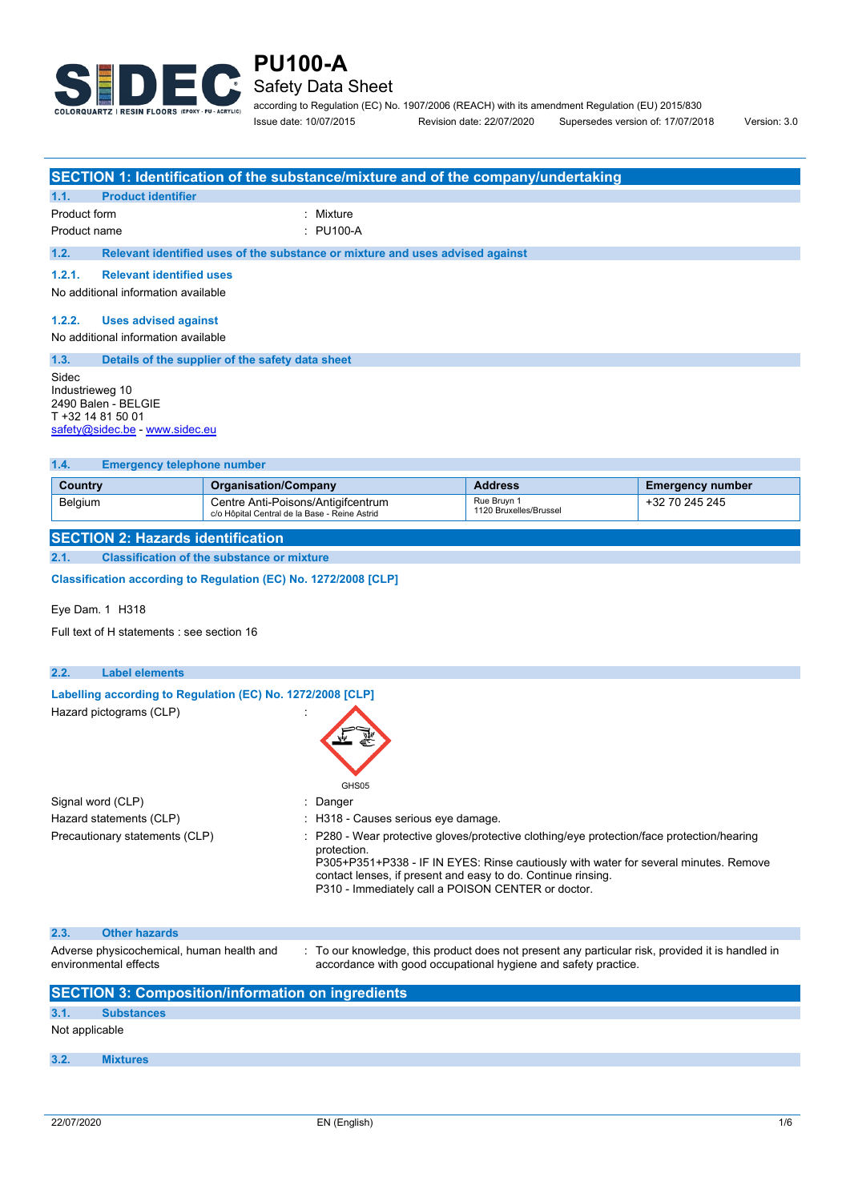# PU100-A

## Safety Data Sheet

according to Regulation (EC) No. 1907/2006 (REACH) with its amendment Regulation (EU) 2015/830

Issue date: 10/07/2015 Revision date: 22/07/2020 Supersedes version of: 17/07/2018 Version: 3.0

## SECTION 1: Identification of the substance/mixture and of the company/undertaking

### 1.1. Product identifier

Product form : Mixture

Product name : PU100-A

### 1.2. Relevant identified uses of the substance or mixture and uses advised against

#### 1.2.1. Relevant identified uses

No additional information available

#### 1.2.2. Uses advised against

No additional information available

### 1.3. Details of the supplier of the safety data sheet

Sidec
Industrieweg 10
2490 Balen - BELGIE
T +32 14 81 50 01
safety@sidec.be - www.sidec.eu

### 1.4. Emergency telephone number

| Country | Organisation/Company | Address | Emergency number |
|---|---|---|---|
| Belgium | Centre Anti-Poisons/Antigifcentrum<br>c/o Hôpital Central de la Base - Reine Astrid | Rue Bruyn 1<br>1120 Bruxelles/Brussel | +32 70 245 245 |

## SECTION 2: Hazards identification

### 2.1. Classification of the substance or mixture

**Classification according to Regulation (EC) No. 1272/2008 [CLP]**

Eye Dam. 1 H318

Full text of H statements : see section 16

### 2.2. Label elements

**Labelling according to Regulation (EC) No. 1272/2008 [CLP]**

Hazard pictograms (CLP) :

GHS05

Signal word (CLP) : Danger

Hazard statements (CLP) : H318 - Causes serious eye damage.

Precautionary statements (CLP) : P280 - Wear protective gloves/protective clothing/eye protection/face protection/hearing protection.
P305+P351+P338 - IF IN EYES: Rinse cautiously with water for several minutes. Remove contact lenses, if present and easy to do. Continue rinsing.
P310 - Immediately call a POISON CENTER or doctor.

### 2.3. Other hazards

Adverse physicochemical, human health and environmental effects : To our knowledge, this product does not present any particular risk, provided it is handled in accordance with good occupational hygiene and safety practice.

## SECTION 3: Composition/information on ingredients

### 3.1. Substances

Not applicable

### 3.2. Mixtures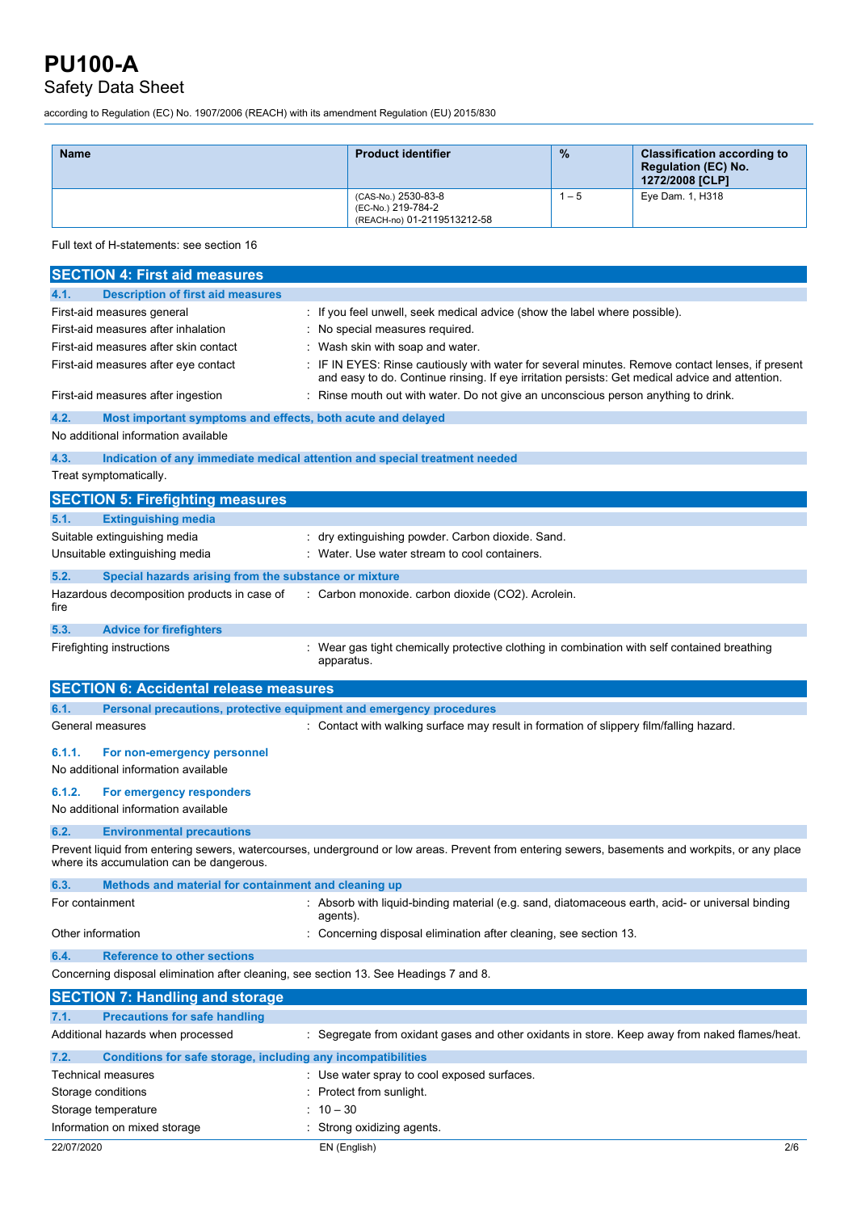| Name | Product identifier | % | Classification according to Regulation (EC) No. 1272/2008 [CLP] |
|---|---|---|---|
| | (CAS-No.) 2530-83-8<br>(EC-No.) 219-784-2<br>(REACH-no) 01-2119513212-58 | 1 – 5 | Eye Dam. 1, H318 |

Full text of H-statements: see section 16

## SECTION 4: First aid measures

### 4.1. Description of first aid measures

| | |
|---|---|
| First-aid measures general | : If you feel unwell, seek medical advice (show the label where possible). |
| First-aid measures after inhalation | : No special measures required. |
| First-aid measures after skin contact | : Wash skin with soap and water. |
| First-aid measures after eye contact | : IF IN EYES: Rinse cautiously with water for several minutes. Remove contact lenses, if present and easy to do. Continue rinsing. If eye irritation persists: Get medical advice and attention. |
| First-aid measures after ingestion | : Rinse mouth out with water. Do not give an unconscious person anything to drink. |

### 4.2. Most important symptoms and effects, both acute and delayed

No additional information available

### 4.3. Indication of any immediate medical attention and special treatment needed

Treat symptomatically.

## SECTION 5: Firefighting measures

### 5.1. Extinguishing media

| | |
|---|---|
| Suitable extinguishing media | : dry extinguishing powder. Carbon dioxide. Sand. |
| Unsuitable extinguishing media | : Water. Use water stream to cool containers. |

### 5.2. Special hazards arising from the substance or mixture

| | |
|---|---|
| Hazardous decomposition products in case of fire | : Carbon monoxide. carbon dioxide ($CO_2$). Acrolein. |

### 5.3. Advice for firefighters

| | |
|---|---|
| Firefighting instructions | : Wear gas tight chemically protective clothing in combination with self contained breathing apparatus. |

## SECTION 6: Accidental release measures

### 6.1. Personal precautions, protective equipment and emergency procedures

| | |
|---|---|
| General measures | : Contact with walking surface may result in formation of slippery film/falling hazard. |

#### 6.1.1. For non-emergency personnel

No additional information available

#### 6.1.2. For emergency responders

No additional information available

### 6.2. Environmental precautions

Prevent liquid from entering sewers, watercourses, underground or low areas. Prevent from entering sewers, basements and workpits, or any place where its accumulation can be dangerous.

### 6.3. Methods and material for containment and cleaning up

| | |
|---|---|
| For containment | : Absorb with liquid-binding material (e.g. sand, diatomaceous earth, acid- or universal binding agents). |
| Other information | : Concerning disposal elimination after cleaning, see section 13. |

### 6.4. Reference to other sections

Concerning disposal elimination after cleaning, see section 13. See Headings 7 and 8.

## SECTION 7: Handling and storage

### 7.1. Precautions for safe handling

| | |
|---|---|
| Additional hazards when processed | : Segregate from oxidant gases and other oxidants in store. Keep away from naked flames/heat. |

### 7.2. Conditions for safe storage, including any incompatibilities

| | |
|---|---|
| Technical measures | : Use water spray to cool exposed surfaces. |
| Storage conditions | : Protect from sunlight. |
| Storage temperature | : 10 – 30 |
| Information on mixed storage | : Strong oxidizing agents. |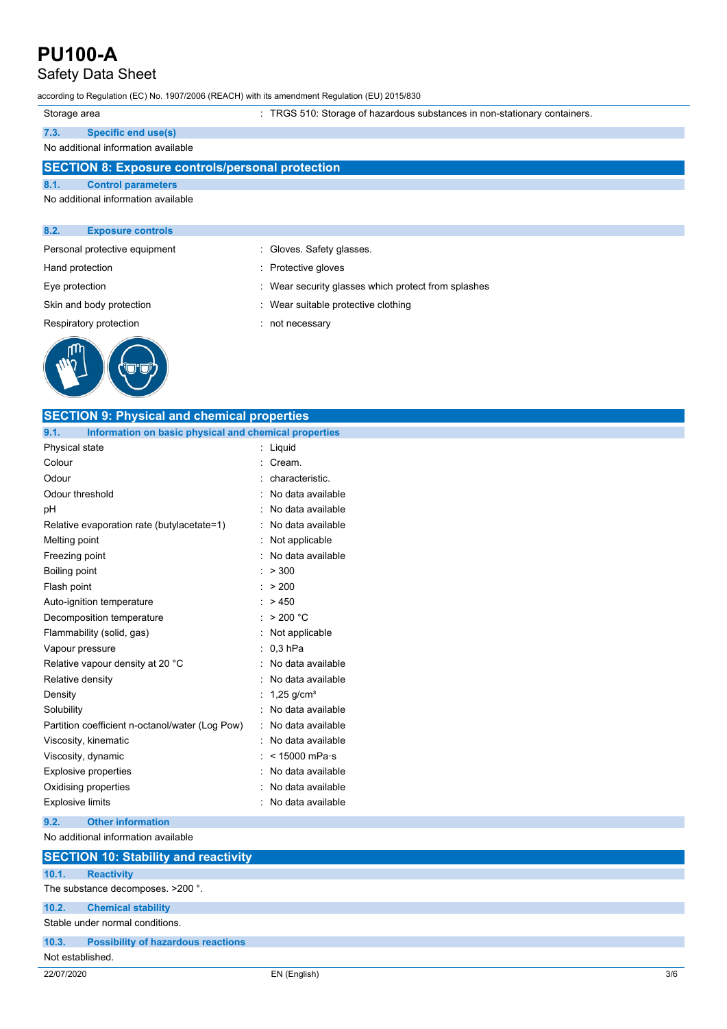| Storage area | : TRGS 510: Storage of hazardous substances in non-stationary containers. |
|---|---|

### 7.3. Specific end use(s)

No additional information available

## SECTION 8: Exposure controls/personal protection

### 8.1. Control parameters

No additional information available

### 8.2. Exposure controls

| | |
|---|---|
| Personal protective equipment | : Gloves. Safety glasses. |
| Hand protection | : Protective gloves |
| Eye protection | : Wear security glasses which protect from splashes |
| Skin and body protection | : Wear suitable protective clothing |
| Respiratory protection | : not necessary |

## SECTION 9: Physical and chemical properties

### 9.1. Information on basic physical and chemical properties

| | |
|---|---|
| Physical state | : Liquid |
| Colour | : Cream. |
| Odour | : characteristic. |
| Odour threshold | : No data available |
| pH | : No data available |
| Relative evaporation rate (butylacetate=1) | : No data available |
| Melting point | : Not applicable |
| Freezing point | : No data available |
| Boiling point | : > 300 |
| Flash point | : > 200 |
| Auto-ignition temperature | : > 450 |
| Decomposition temperature | : > 200 °C |
| Flammability (solid, gas) | : Not applicable |
| Vapour pressure | : 0,3 hPa |
| Relative vapour density at 20 °C | : No data available |
| Relative density | : No data available |
| Density | : 1,25 g/cm³ |
| Solubility | : No data available |
| Partition coefficient n-octanol/water (Log Pow) | : No data available |
| Viscosity, kinematic | : No data available |
| Viscosity, dynamic | : < 15000 mPa·s |
| Explosive properties | : No data available |
| Oxidising properties | : No data available |
| Explosive limits | : No data available |

### 9.2. Other information

No additional information available

## SECTION 10: Stability and reactivity

### 10.1. Reactivity

The substance decomposes. >200 °.

### 10.2. Chemical stability

Stable under normal conditions.

### 10.3. Possibility of hazardous reactions

Not established.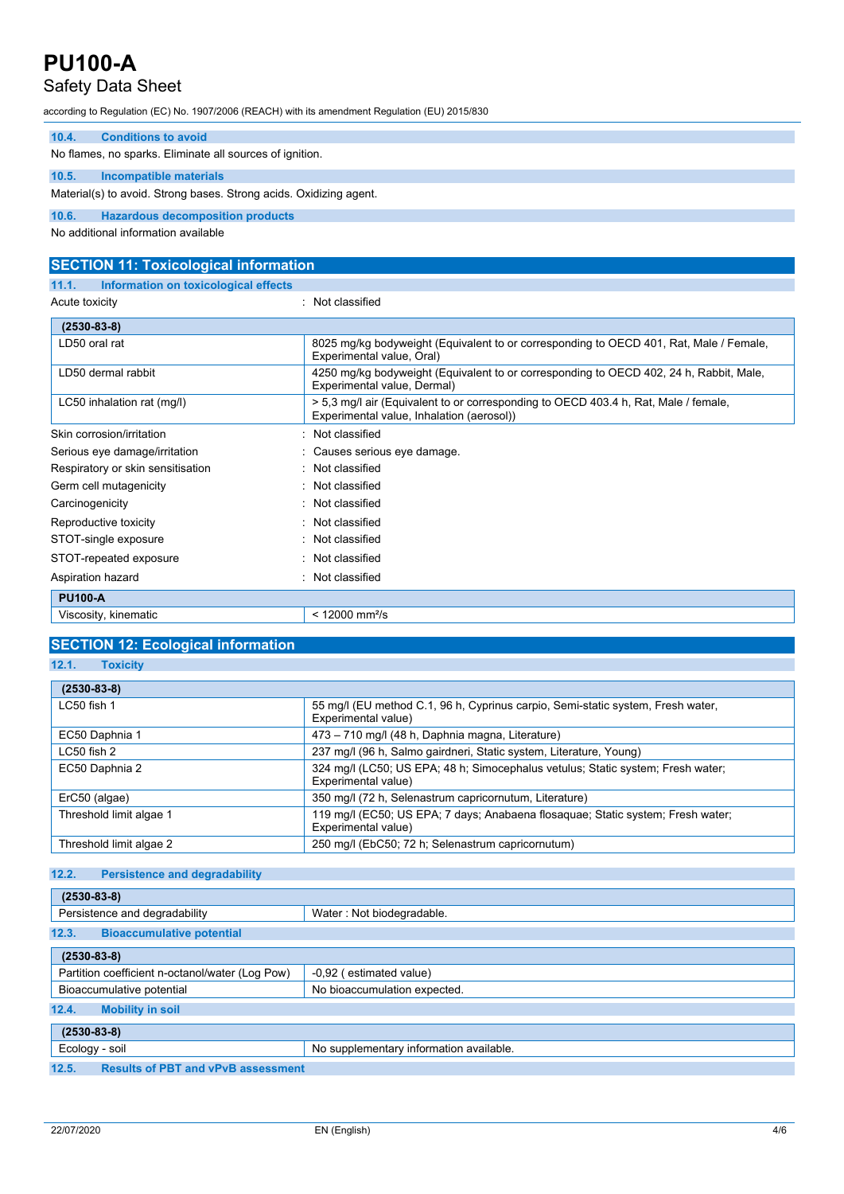### 10.4. Conditions to avoid

No flames, no sparks. Eliminate all sources of ignition.

### 10.5. Incompatible materials

Material(s) to avoid. Strong bases. Strong acids. Oxidizing agent.

### 10.6. Hazardous decomposition products

No additional information available

## SECTION 11: Toxicological information

### 11.1. Information on toxicological effects

Acute toxicity : Not classified

| (2530-83-8) | |
|---|---|
| LD50 oral rat | 8025 mg/kg bodyweight (Equivalent to or corresponding to OECD 401, Rat, Male / Female, Experimental value, Oral) |
| LD50 dermal rabbit | 4250 mg/kg bodyweight (Equivalent to or corresponding to OECD 402, 24 h, Rabbit, Male, Experimental value, Dermal) |
| LC50 inhalation rat (mg/l) | > 5,3 mg/l air (Equivalent to or corresponding to OECD 403.4 h, Rat, Male / female, Experimental value, Inhalation (aerosol)) |

Skin corrosion/irritation : Not classified

Serious eye damage/irritation : Causes serious eye damage.

Respiratory or skin sensitisation : Not classified

Germ cell mutagenicity : Not classified

Carcinogenicity : Not classified

Reproductive toxicity : Not classified

STOT-single exposure : Not classified

STOT-repeated exposure : Not classified

Aspiration hazard : Not classified

| PU100-A | |
|---|---|
| Viscosity, kinematic | < 12000 mm²/s |

## SECTION 12: Ecological information

### 12.1. Toxicity

| (2530-83-8) | |
|---|---|
| LC50 fish 1 | 55 mg/l (EU method C.1, 96 h, Cyprinus carpio, Semi-static system, Fresh water, Experimental value) |
| EC50 Daphnia 1 | 473 – 710 mg/l (48 h, Daphnia magna, Literature) |
| LC50 fish 2 | 237 mg/l (96 h, Salmo gairdneri, Static system, Literature, Young) |
| EC50 Daphnia 2 | 324 mg/l (LC50; US EPA; 48 h; Simocephalus vetulus; Static system; Fresh water; Experimental value) |
| ErC50 (algae) | 350 mg/l (72 h, Selenastrum capricornutum, Literature) |
| Threshold limit algae 1 | 119 mg/l (EC50; US EPA; 7 days; Anabaena flosaquae; Static system; Fresh water; Experimental value) |
| Threshold limit algae 2 | 250 mg/l (EbC50; 72 h; Selenastrum capricornutum) |

### 12.2. Persistence and degradability

| (2530-83-8) | |
|---|---|
| Persistence and degradability | Water : Not biodegradable. |

### 12.3. Bioaccumulative potential

| (2530-83-8) | |
|---|---|
| Partition coefficient n-octanol/water (Log Pow) | -0,92 ( estimated value) |
| Bioaccumulative potential | No bioaccumulation expected. |

### 12.4. Mobility in soil

| (2530-83-8) | |
|---|---|
| Ecology - soil | No supplementary information available. |

### 12.5. Results of PBT and vPvB assessment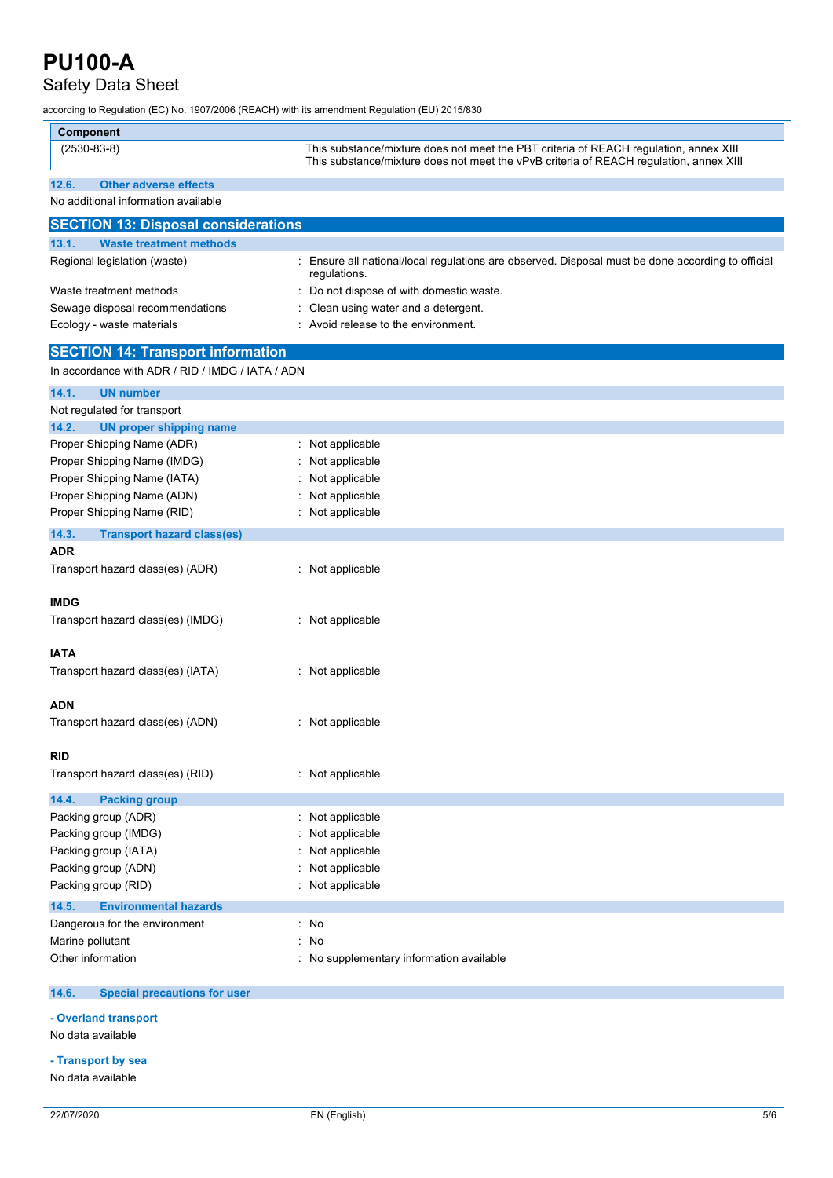| Component | |
|---|---|
| (2530-83-8) | This substance/mixture does not meet the PBT criteria of REACH regulation, annex XIII<br>This substance/mixture does not meet the vPvB criteria of REACH regulation, annex XIII |

### 12.6. Other adverse effects

No additional information available

## SECTION 13: Disposal considerations

### 13.1. Waste treatment methods

Regional legislation (waste) : Ensure all national/local regulations are observed. Disposal must be done according to official regulations.

Waste treatment methods : Do not dispose of with domestic waste.

Sewage disposal recommendations : Clean using water and a detergent.

Ecology - waste materials : Avoid release to the environment.

## SECTION 14: Transport information

In accordance with ADR / RID / IMDG / IATA / ADN

### 14.1. UN number

Not regulated for transport

### 14.2. UN proper shipping name

Proper Shipping Name (ADR) : Not applicable

Proper Shipping Name (IMDG) : Not applicable

Proper Shipping Name (IATA) : Not applicable

Proper Shipping Name (ADN) : Not applicable

Proper Shipping Name (RID) : Not applicable

### 14.3. Transport hazard class(es)

**ADR**

Transport hazard class(es) (ADR) : Not applicable

**IMDG**

Transport hazard class(es) (IMDG) : Not applicable

**IATA**

Transport hazard class(es) (IATA) : Not applicable

**ADN**

Transport hazard class(es) (ADN) : Not applicable

**RID**

Transport hazard class(es) (RID) : Not applicable

### 14.4. Packing group

Packing group (ADR) : Not applicable

Packing group (IMDG) : Not applicable

Packing group (IATA) : Not applicable

Packing group (ADN) : Not applicable

Packing group (RID) : Not applicable

### 14.5. Environmental hazards

Dangerous for the environment : No

Marine pollutant : No

Other information : No supplementary information available

### 14.6. Special precautions for user

**- Overland transport**

No data available

**- Transport by sea**

No data available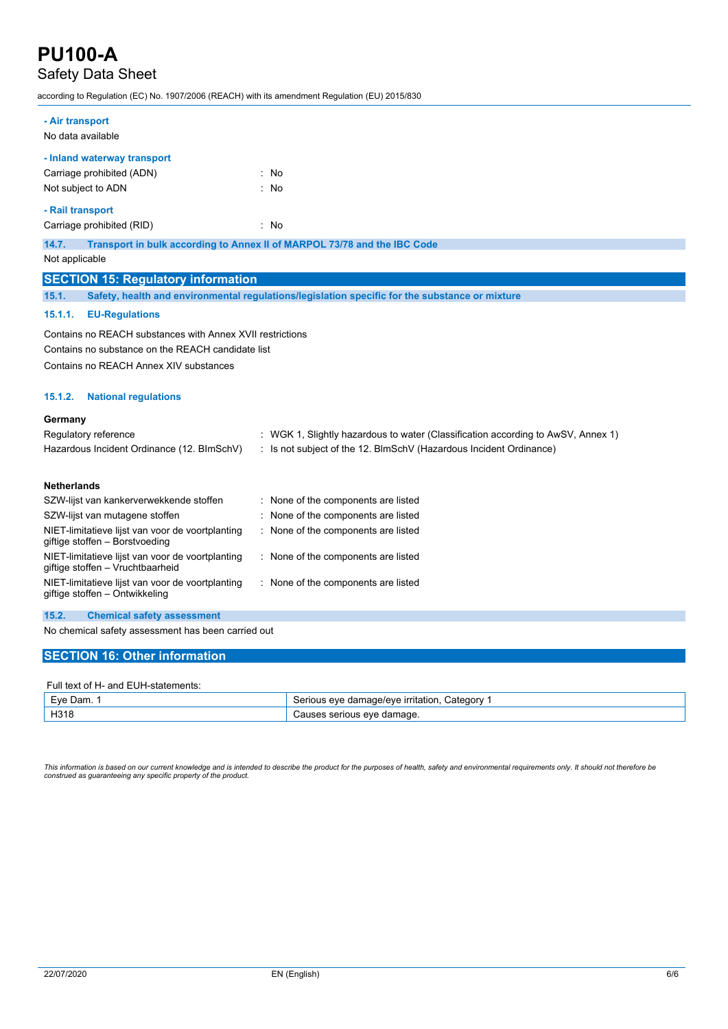**- Air transport**

No data available

**- Inland waterway transport**

| | |
|---|---|
| Carriage prohibited (ADN) | : No |
| Not subject to ADN | : No |

**- Rail transport**

| | |
|---|---|
| Carriage prohibited (RID) | : No |

### 14.7. Transport in bulk according to Annex II of MARPOL 73/78 and the IBC Code

Not applicable

## SECTION 15: Regulatory information

### 15.1. Safety, health and environmental regulations/legislation specific for the substance or mixture

#### 15.1.1. EU-Regulations

Contains no REACH substances with Annex XVII restrictions

Contains no substance on the REACH candidate list

Contains no REACH Annex XIV substances

#### 15.1.2. National regulations

**Germany**

| | |
|---|---|
| Regulatory reference | : WGK 1, Slightly hazardous to water (Classification according to AwSV, Annex 1) |
| Hazardous Incident Ordinance (12. BImSchV) | : Is not subject of the 12. BlmSchV (Hazardous Incident Ordinance) |

**Netherlands**

| | |
|---|---|
| SZW-lijst van kankerverwekkende stoffen | : None of the components are listed |
| SZW-lijst van mutagene stoffen | : None of the components are listed |
| NIET-limitatieve lijst van voor de voortplanting giftige stoffen – Borstvoeding | : None of the components are listed |
| NIET-limitatieve lijst van voor de voortplanting giftige stoffen – Vruchtbaarheid | : None of the components are listed |
| NIET-limitatieve lijst van voor de voortplanting giftige stoffen – Ontwikkeling | : None of the components are listed |

### 15.2. Chemical safety assessment

No chemical safety assessment has been carried out

## SECTION 16: Other information

Full text of H- and EUH-statements:

| | |
|---|---|
| Eye Dam. 1 | Serious eye damage/eye irritation, Category 1 |
| H318 | Causes serious eye damage. |

*This information is based on our current knowledge and is intended to describe the product for the purposes of health, safety and environmental requirements only. It should not therefore be construed as guaranteeing any specific property of the product.*